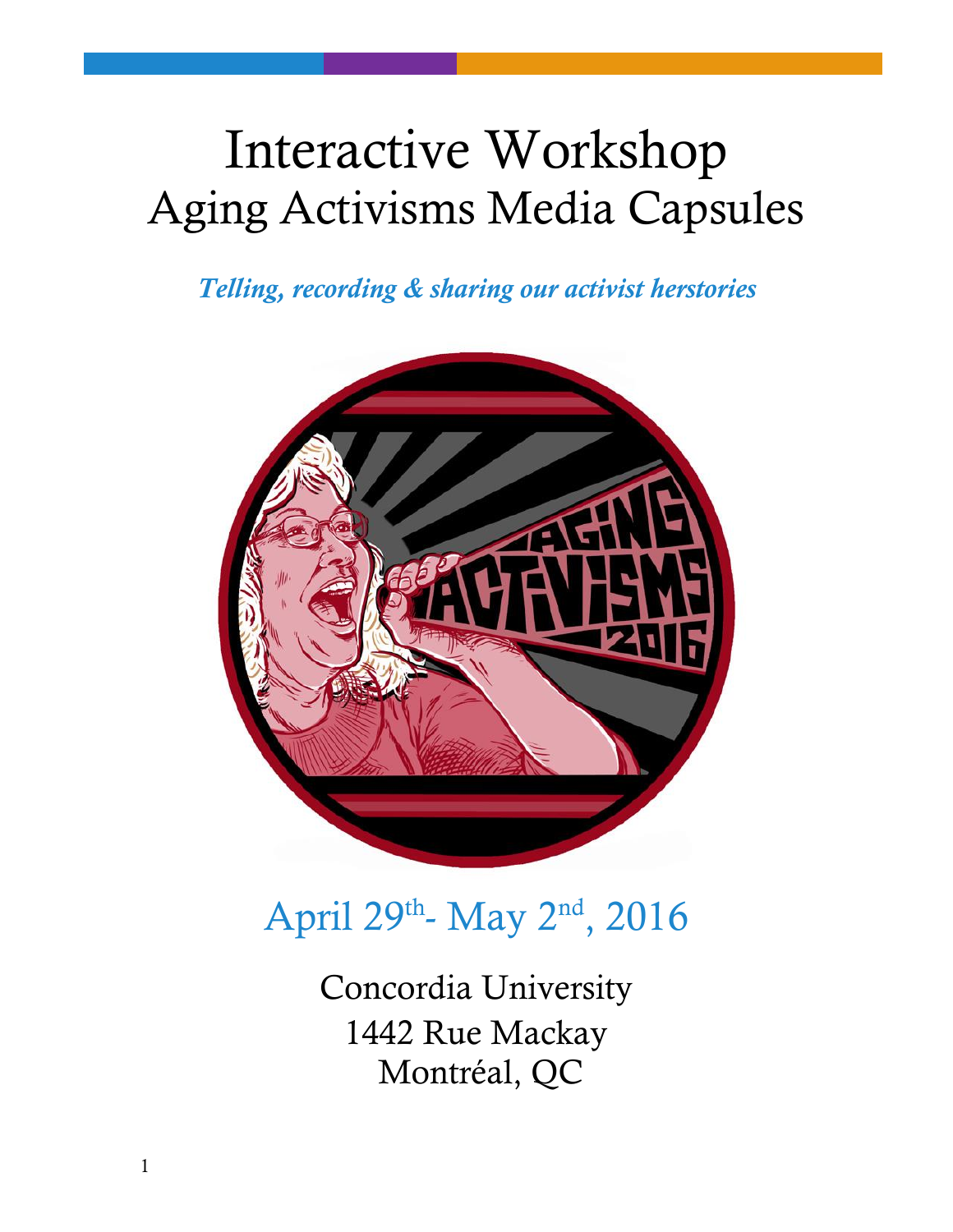# Interactive Workshop
## Aging Activisms Media Capsules

***Telling, recording & sharing our activist herstories***

April 29th- May 2nd, 2016

Concordia University
1442 Rue Mackay
Montréal, QC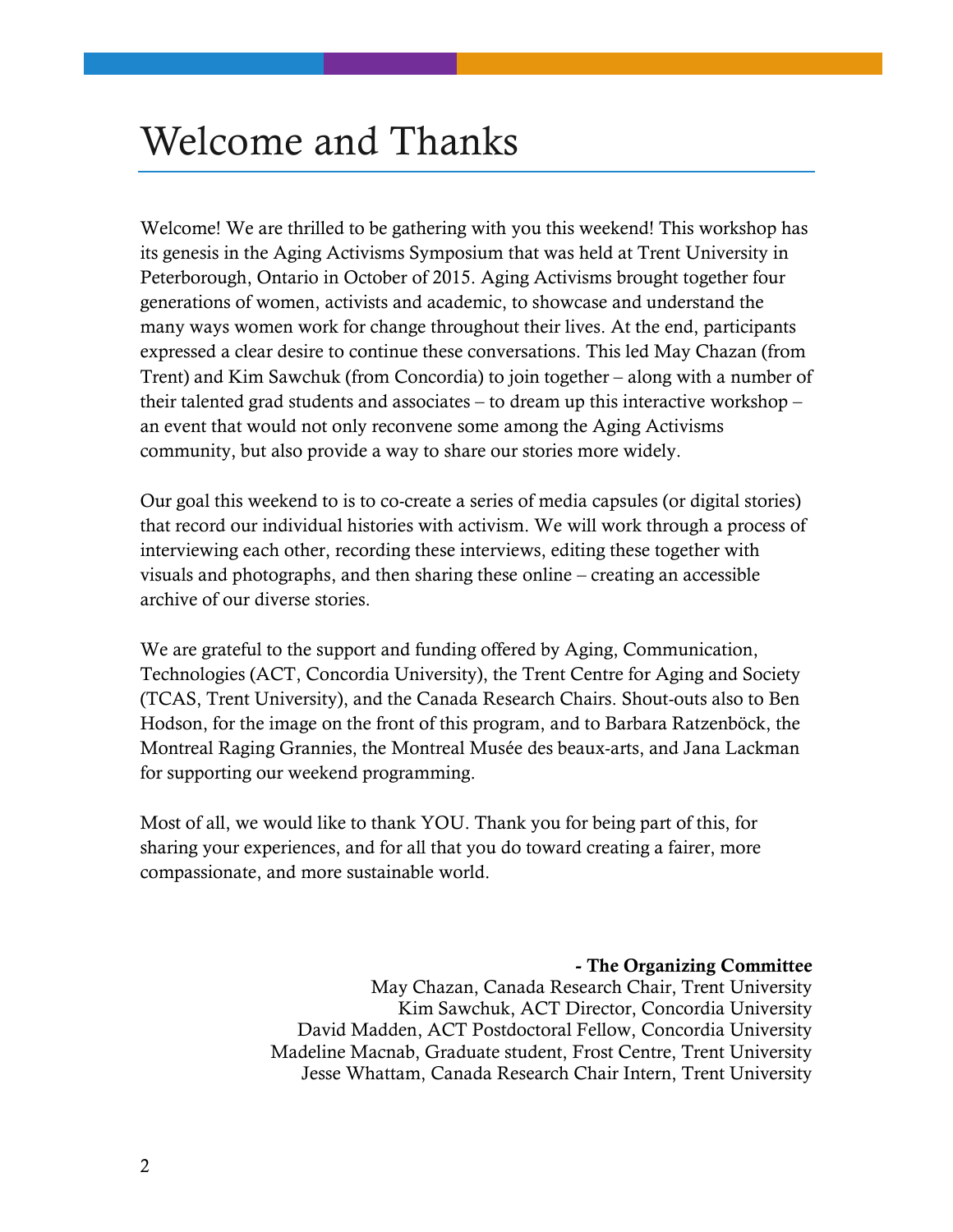# Welcome and Thanks

Welcome! We are thrilled to be gathering with you this weekend! This workshop has its genesis in the Aging Activisms Symposium that was held at Trent University in Peterborough, Ontario in October of 2015. Aging Activisms brought together four generations of women, activists and academic, to showcase and understand the many ways women work for change throughout their lives. At the end, participants expressed a clear desire to continue these conversations. This led May Chazan (from Trent) and Kim Sawchuk (from Concordia) to join together – along with a number of their talented grad students and associates – to dream up this interactive workshop – an event that would not only reconvene some among the Aging Activisms community, but also provide a way to share our stories more widely.

Our goal this weekend to is to co-create a series of media capsules (or digital stories) that record our individual histories with activism. We will work through a process of interviewing each other, recording these interviews, editing these together with visuals and photographs, and then sharing these online – creating an accessible archive of our diverse stories.

We are grateful to the support and funding offered by Aging, Communication, Technologies (ACT, Concordia University), the Trent Centre for Aging and Society (TCAS, Trent University), and the Canada Research Chairs. Shout-outs also to Ben Hodson, for the image on the front of this program, and to Barbara Ratzenböck, the Montreal Raging Grannies, the Montreal Musée des beaux-arts, and Jana Lackman for supporting our weekend programming.

Most of all, we would like to thank YOU. Thank you for being part of this, for sharing your experiences, and for all that you do toward creating a fairer, more compassionate, and more sustainable world.

**- The Organizing Committee**
May Chazan, Canada Research Chair, Trent University
Kim Sawchuk, ACT Director, Concordia University
David Madden, ACT Postdoctoral Fellow, Concordia University
Madeline Macnab, Graduate student, Frost Centre, Trent University
Jesse Whattam, Canada Research Chair Intern, Trent University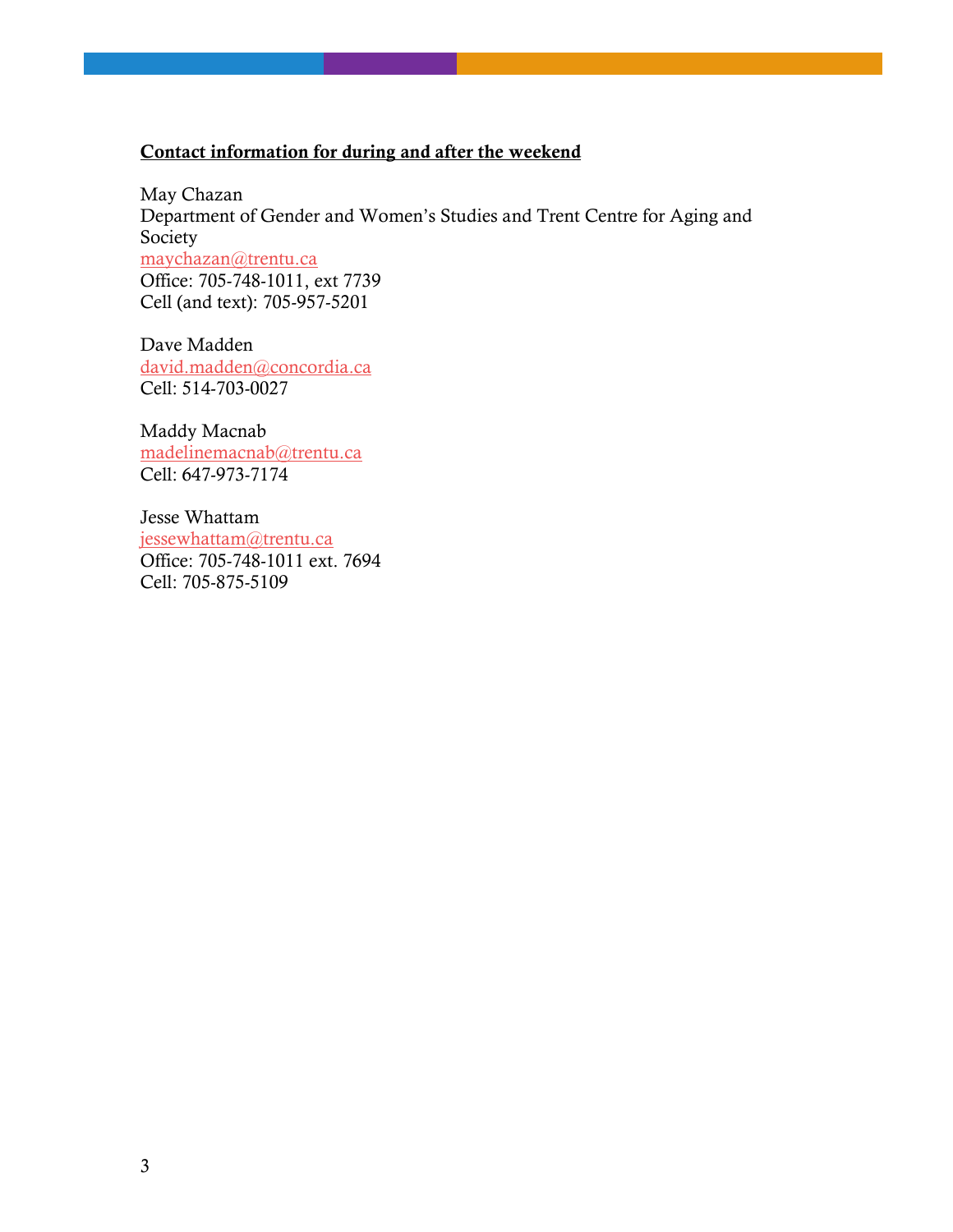**Contact information for during and after the weekend**

May Chazan
Department of Gender and Women's Studies and Trent Centre for Aging and Society
maychazan@trentu.ca
Office: 705-748-1011, ext 7739
Cell (and text): 705-957-5201

Dave Madden
david.madden@concordia.ca
Cell: 514-703-0027

Maddy Macnab
madelinemacnab@trentu.ca
Cell: 647-973-7174

Jesse Whattam
jessewhattam@trentu.ca
Office: 705-748-1011 ext. 7694
Cell: 705-875-5109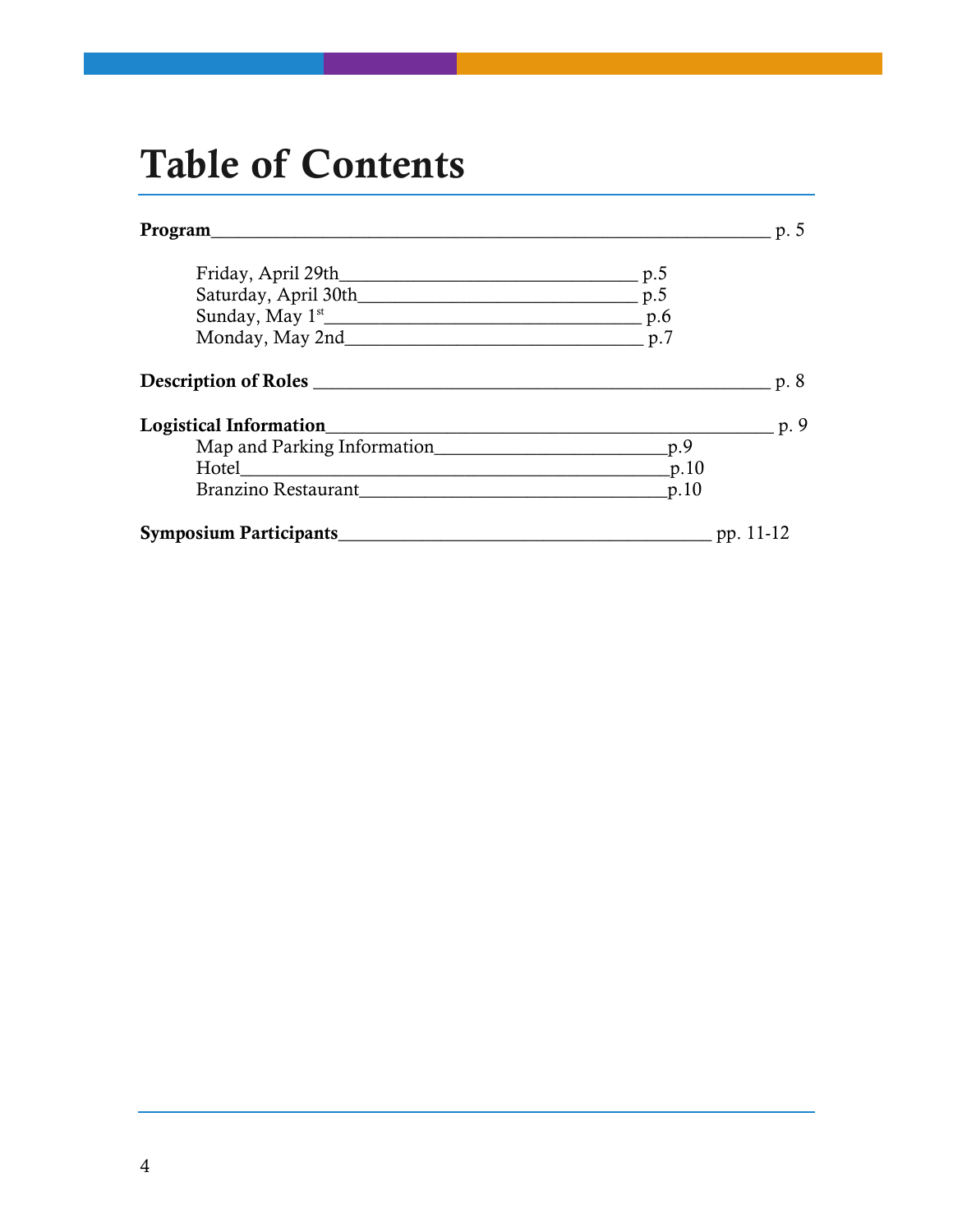# Table of Contents

**Program** ____________________________________________ p. 5

- Friday, April 29th ______________________ p.5
- Saturday, April 30th ____________________ p.5
- Sunday, May 1st ________________________ p.6
- Monday, May 2nd _______________________ p.7

**Description of Roles** ___________________________________ p. 8

**Logistical Information** __________________________________ p. 9

- Map and Parking Information ________________ p.9
- Hotel ________________________________ p.10
- Branzino Restaurant _______________________ p.10

**Symposium Participants** ____________________________ pp. 11-12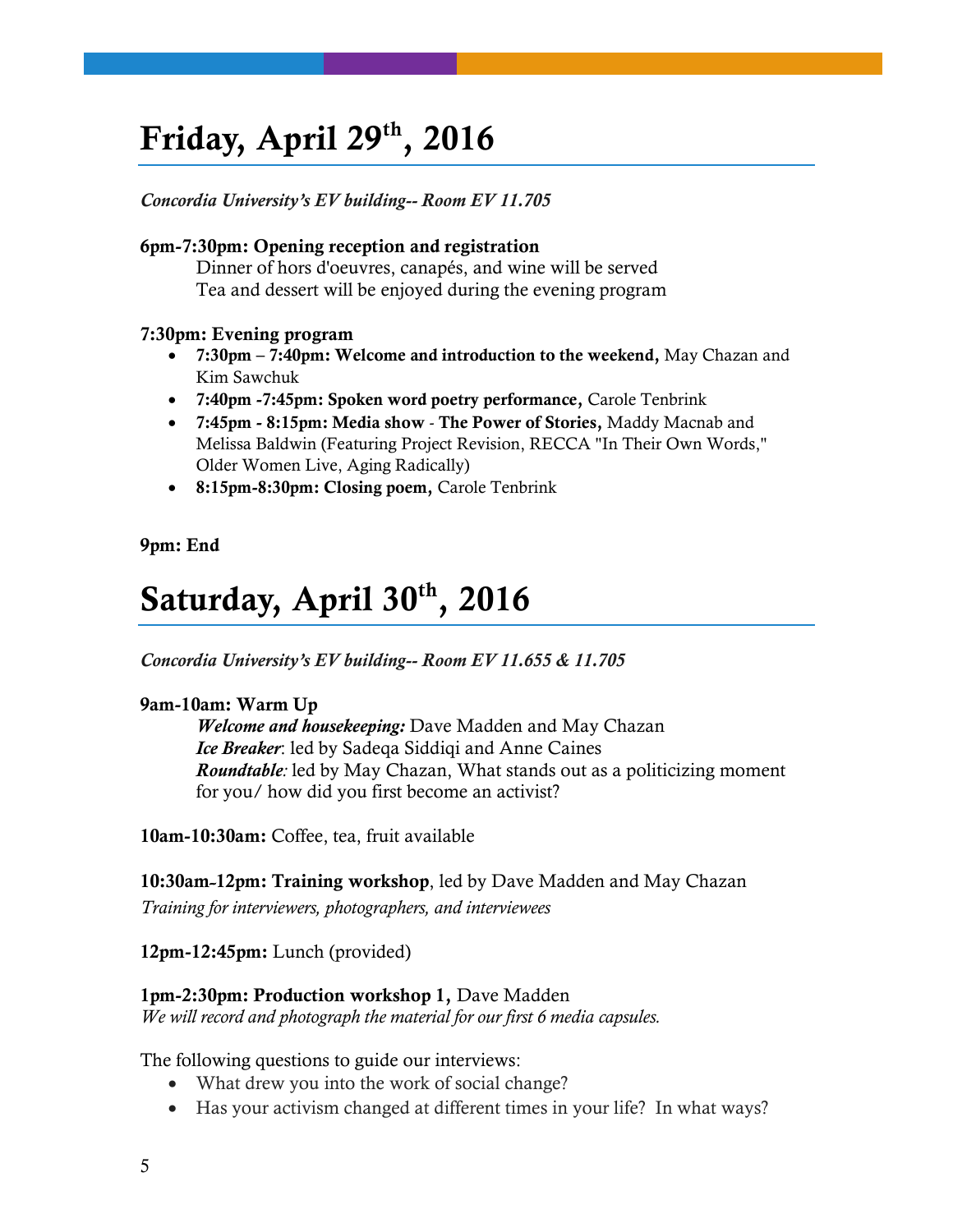# Friday, April 29th, 2016

*Concordia University's EV building-- Room EV 11.705*

**6pm-7:30pm: Opening reception and registration**

Dinner of hors d'oeuvres, canapés, and wine will be served
Tea and dessert will be enjoyed during the evening program

**7:30pm: Evening program**

- **7:30pm – 7:40pm: Welcome and introduction to the weekend,** May Chazan and Kim Sawchuk
- **7:40pm -7:45pm: Spoken word poetry performance,** Carole Tenbrink
- **7:45pm - 8:15pm: Media show** - **The Power of Stories,** Maddy Macnab and Melissa Baldwin (Featuring Project Revision, RECCA "In Their Own Words," Older Women Live, Aging Radically)
- **8:15pm-8:30pm: Closing poem,** Carole Tenbrink

**9pm: End**

# Saturday, April 30th, 2016

*Concordia University's EV building-- Room EV 11.655 & 11.705*

**9am-10am: Warm Up**

***Welcome and housekeeping:*** Dave Madden and May Chazan
***Ice Breaker***: led by Sadeqa Siddiqi and Anne Caines
***Roundtable:*** led by May Chazan, What stands out as a politicizing moment for you/ how did you first become an activist?

**10am-10:30am:** Coffee, tea, fruit available

**10:30am-12pm: Training workshop**, led by Dave Madden and May Chazan
*Training for interviewers, photographers, and interviewees*

**12pm-12:45pm:** Lunch (provided)

**1pm-2:30pm: Production workshop 1,** Dave Madden
*We will record and photograph the material for our first 6 media capsules.*

The following questions to guide our interviews:

- What drew you into the work of social change?
- Has your activism changed at different times in your life? In what ways?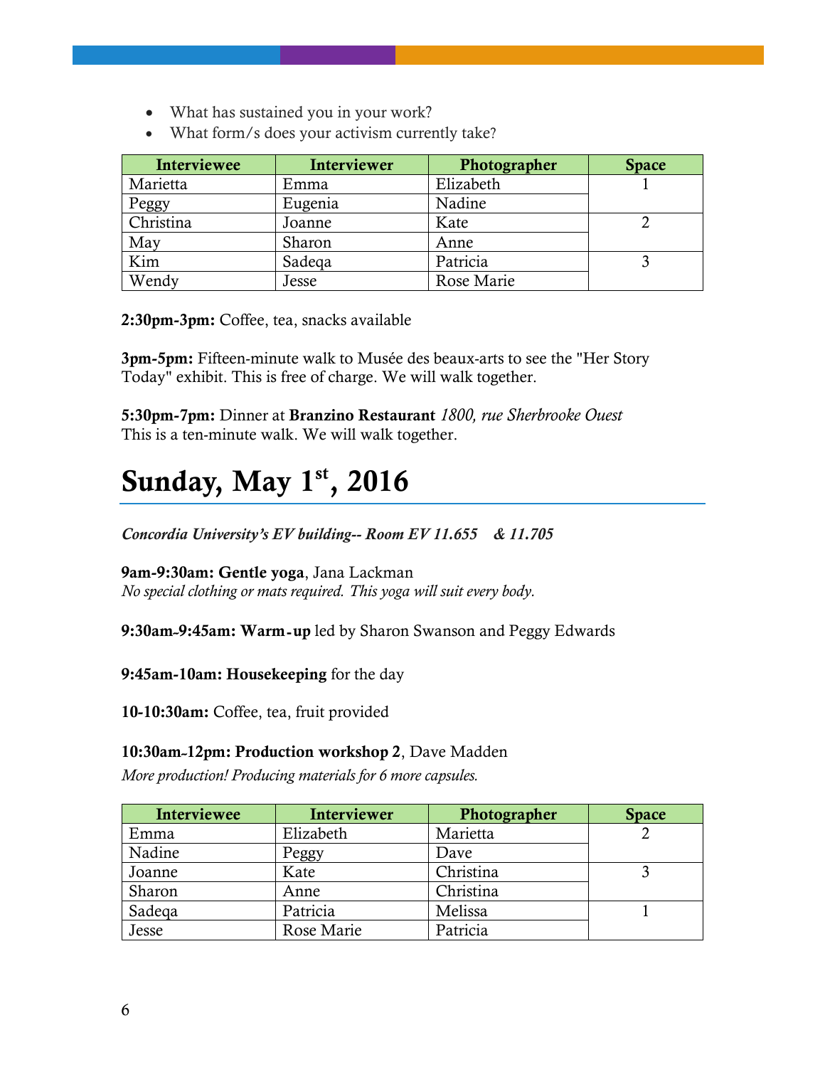- What has sustained you in your work?
- What form/s does your activism currently take?

| Interviewee | Interviewer | Photographer | Space |
|---|---|---|---|
| Marietta | Emma | Elizabeth | 1 |
| Peggy | Eugenia | Nadine | |
| Christina | Joanne | Kate | 2 |
| May | Sharon | Anne | |
| Kim | Sadeqa | Patricia | 3 |
| Wendy | Jesse | Rose Marie | |

**2:30pm-3pm:** Coffee, tea, snacks available

**3pm-5pm:** Fifteen-minute walk to Musée des beaux-arts to see the "Her Story Today" exhibit. This is free of charge. We will walk together.

**5:30pm-7pm:** Dinner at **Branzino Restaurant** *1800, rue Sherbrooke Ouest*
This is a ten-minute walk. We will walk together.

# Sunday, May 1st, 2016

***Concordia University's EV building-- Room EV 11.655 & 11.705***

**9am-9:30am: Gentle yoga**, Jana Lackman
*No special clothing or mats required. This yoga will suit every body.*

**9:30am-9:45am: Warm-up** led by Sharon Swanson and Peggy Edwards

**9:45am-10am: Housekeeping** for the day

**10-10:30am:** Coffee, tea, fruit provided

**10:30am-12pm: Production workshop 2**, Dave Madden
*More production! Producing materials for 6 more capsules.*

| Interviewee | Interviewer | Photographer | Space |
|---|---|---|---|
| Emma | Elizabeth | Marietta | 2 |
| Nadine | Peggy | Dave | |
| Joanne | Kate | Christina | 3 |
| Sharon | Anne | Christina | |
| Sadeqa | Patricia | Melissa | 1 |
| Jesse | Rose Marie | Patricia | |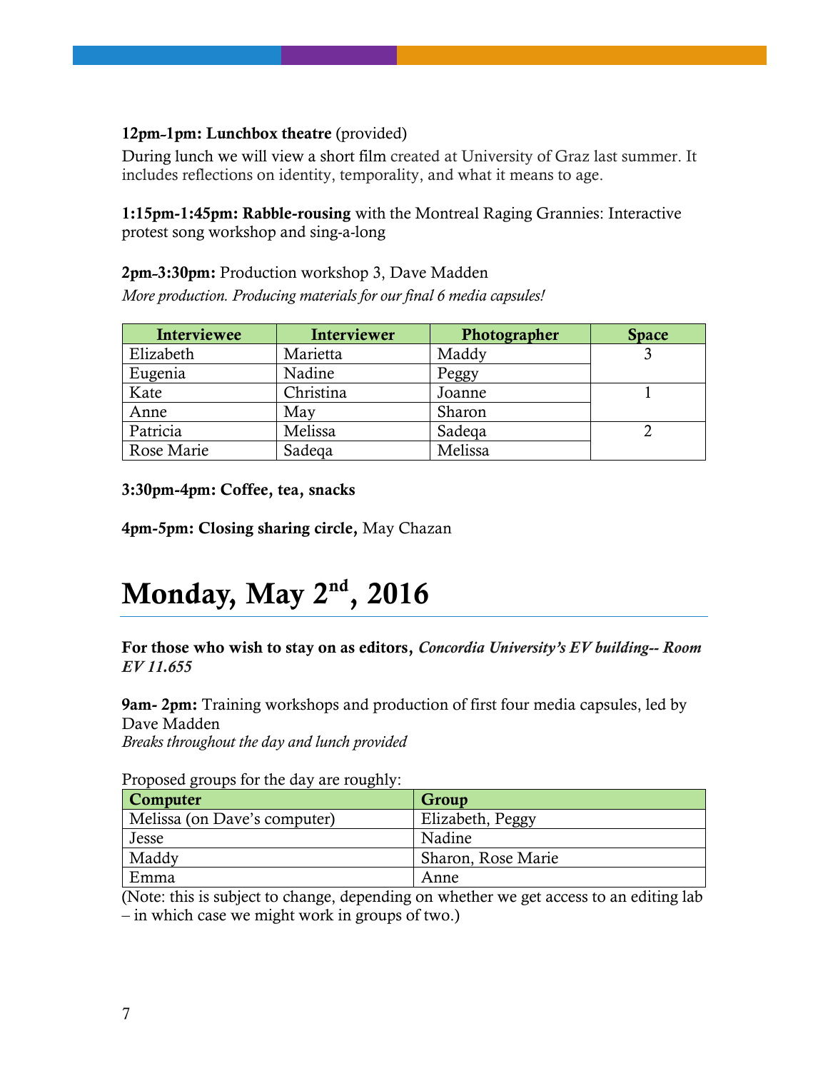**12pm-1pm: Lunchbox theatre** (provided)

During lunch we will view a short film created at University of Graz last summer. It includes reflections on identity, temporality, and what it means to age.

**1:15pm-1:45pm: Rabble-rousing** with the Montreal Raging Grannies: Interactive protest song workshop and sing-a-long

**2pm-3:30pm:** Production workshop 3, Dave Madden

*More production. Producing materials for our final 6 media capsules!*

| Interviewee | Interviewer | Photographer | Space |
|---|---|---|---|
| Elizabeth | Marietta | Maddy | 3 |
| Eugenia | Nadine | Peggy | |
| Kate | Christina | Joanne | 1 |
| Anne | May | Sharon | |
| Patricia | Melissa | Sadeqa | 2 |
| Rose Marie | Sadeqa | Melissa | |

**3:30pm-4pm: Coffee, tea, snacks**

**4pm-5pm: Closing sharing circle,** May Chazan

# Monday, May 2nd, 2016

**For those who wish to stay on as editors,** ***Concordia University's EV building-- Room EV 11.655***

**9am- 2pm:** Training workshops and production of first four media capsules, led by Dave Madden

*Breaks throughout the day and lunch provided*

Proposed groups for the day are roughly:

| Computer | Group |
|---|---|
| Melissa (on Dave's computer) | Elizabeth, Peggy |
| Jesse | Nadine |
| Maddy | Sharon, Rose Marie |
| Emma | Anne |

(Note: this is subject to change, depending on whether we get access to an editing lab – in which case we might work in groups of two.)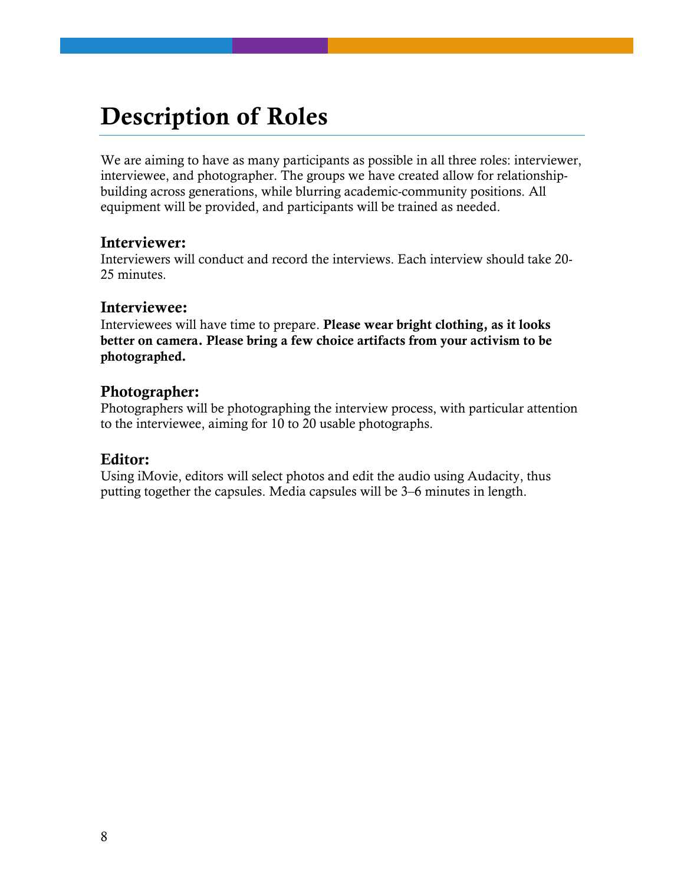# Description of Roles

We are aiming to have as many participants as possible in all three roles: interviewer, interviewee, and photographer. The groups we have created allow for relationship-building across generations, while blurring academic-community positions. All equipment will be provided, and participants will be trained as needed.

### Interviewer:

Interviewers will conduct and record the interviews. Each interview should take 20-25 minutes.

### Interviewee:

Interviewees will have time to prepare. **Please wear bright clothing, as it looks better on camera. Please bring a few choice artifacts from your activism to be photographed.**

### Photographer:

Photographers will be photographing the interview process, with particular attention to the interviewee, aiming for 10 to 20 usable photographs.

### Editor:

Using iMovie, editors will select photos and edit the audio using Audacity, thus putting together the capsules. Media capsules will be 3–6 minutes in length.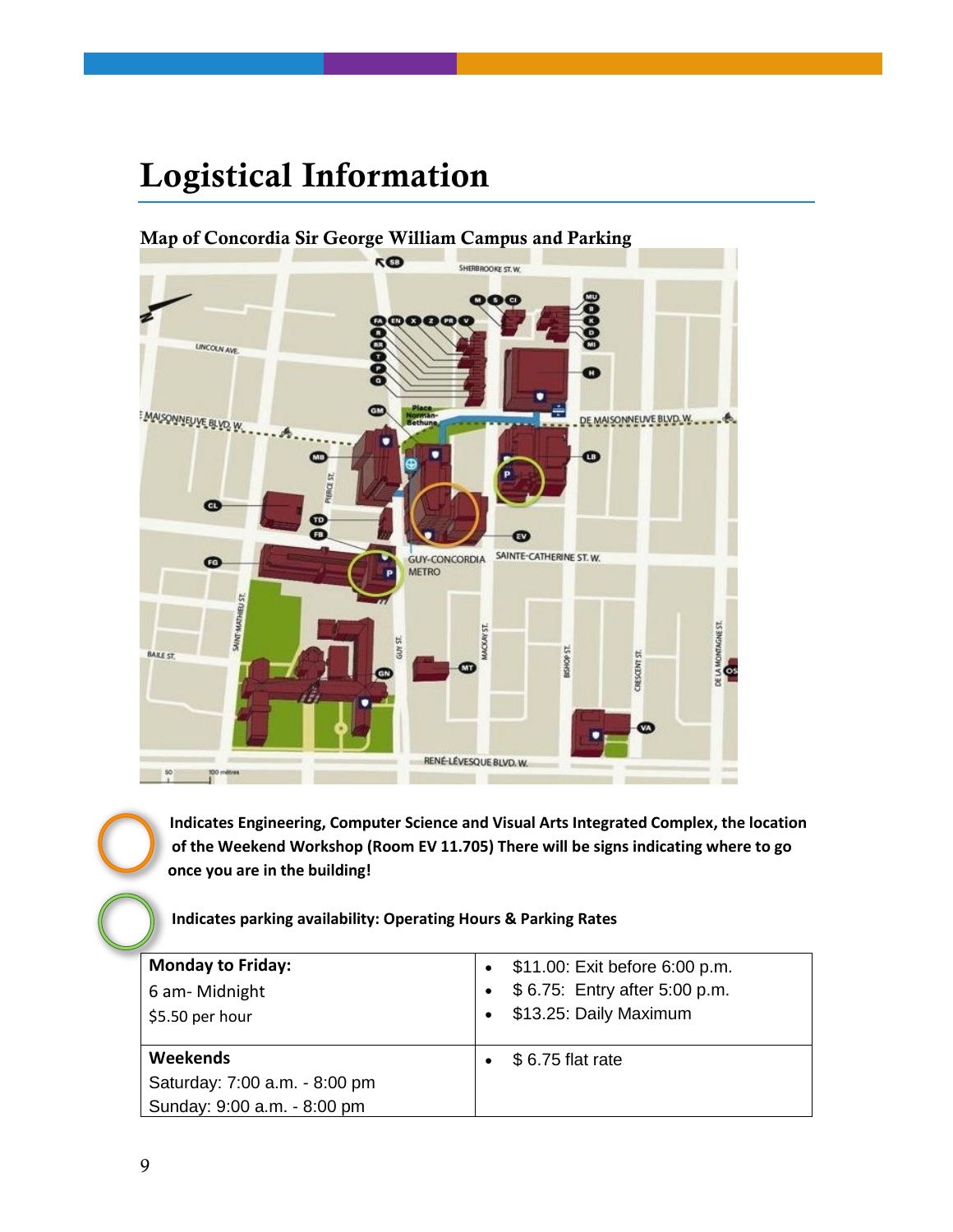# Logistical Information

### Map of Concordia Sir George William Campus and Parking

Indicates Engineering, Computer Science and Visual Arts Integrated Complex, the location of the Weekend Workshop (Room EV 11.705) There will be signs indicating where to go once you are in the building!

Indicates parking availability: Operating Hours & Parking Rates

| **Monday to Friday:**<br>6 am- Midnight<br>$5.50 per hour | • $11.00: Exit before 6:00 p.m.<br>• $ 6.75: Entry after 5:00 p.m.<br>• $13.25: Daily Maximum |
|---|---|
| **Weekends**<br>Saturday: 7:00 a.m. - 8:00 pm<br>Sunday: 9:00 a.m. - 8:00 pm | • $ 6.75 flat rate |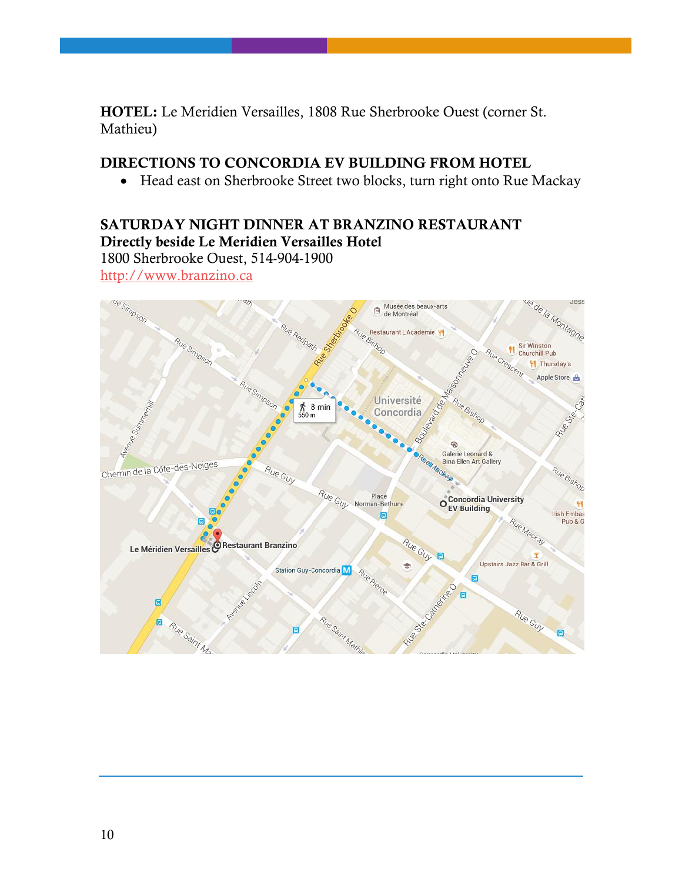**HOTEL:** Le Meridien Versailles, 1808 Rue Sherbrooke Ouest (corner St. Mathieu)

## DIRECTIONS TO CONCORDIA EV BUILDING FROM HOTEL

- Head east on Sherbrooke Street two blocks, turn right onto Rue Mackay

## SATURDAY NIGHT DINNER AT BRANZINO RESTAURANT

**Directly beside Le Meridien Versailles Hotel**

1800 Sherbrooke Ouest, 514-904-1900

http://www.branzino.ca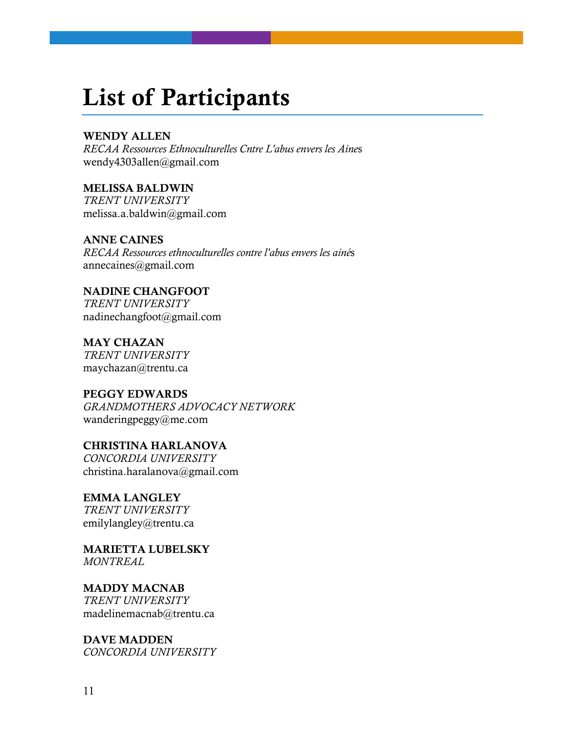# List of Participants

**WENDY ALLEN**
*RECAA Ressources Ethnoculturelles Cntre L'abus envers les Aine*s
wendy4303allen@gmail.com

**MELISSA BALDWIN**
*TRENT UNIVERSITY*
melissa.a.baldwin@gmail.com

**ANNE CAINES**
*RECAA Ressources ethnoculturelles contre l'abus envers les ainé*s
annecaines@gmail.com

**NADINE CHANGFOOT**
*TRENT UNIVERSITY*
nadinechangfoot@gmail.com

**MAY CHAZAN**
*TRENT UNIVERSITY*
maychazan@trentu.ca

**PEGGY EDWARDS**
*GRANDMOTHERS ADVOCACY NETWORK*
wanderingpeggy@me.com

**CHRISTINA HARLANOVA**
*CONCORDIA UNIVERSITY*
christina.haralanova@gmail.com

**EMMA LANGLEY**
*TRENT UNIVERSITY*
emilylangley@trentu.ca

**MARIETTA LUBELSKY**
*MONTREAL*

**MADDY MACNAB**
*TRENT UNIVERSITY*
madelinemacnab@trentu.ca

**DAVE MADDEN**
*CONCORDIA UNIVERSITY*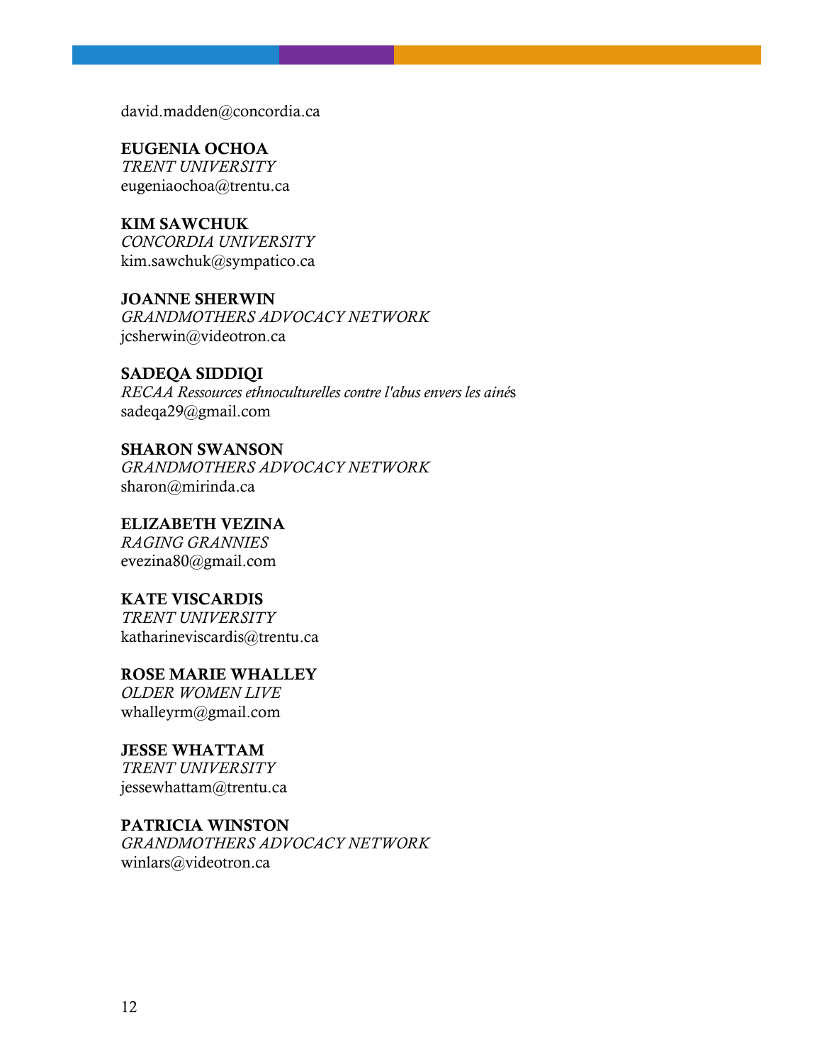david.madden@concordia.ca

**EUGENIA OCHOA**
*TRENT UNIVERSITY*
eugeniaochoa@trentu.ca

**KIM SAWCHUK**
*CONCORDIA UNIVERSITY*
kim.sawchuk@sympatico.ca

**JOANNE SHERWIN**
*GRANDMOTHERS ADVOCACY NETWORK*
jcsherwin@videotron.ca

**SADEQA SIDDIQI**
*RECAA Ressources ethnoculturelles contre l'abus envers les ainé*s
sadeqa29@gmail.com

**SHARON SWANSON**
*GRANDMOTHERS ADVOCACY NETWORK*
sharon@mirinda.ca

**ELIZABETH VEZINA**
*RAGING GRANNIES*
evezina80@gmail.com

**KATE VISCARDIS**
*TRENT UNIVERSITY*
katharineviscardis@trentu.ca

**ROSE MARIE WHALLEY**
*OLDER WOMEN LIVE*
whalleyrm@gmail.com

**JESSE WHATTAM**
*TRENT UNIVERSITY*
jessewhattam@trentu.ca

**PATRICIA WINSTON**
*GRANDMOTHERS ADVOCACY NETWORK*
winlars@videotron.ca